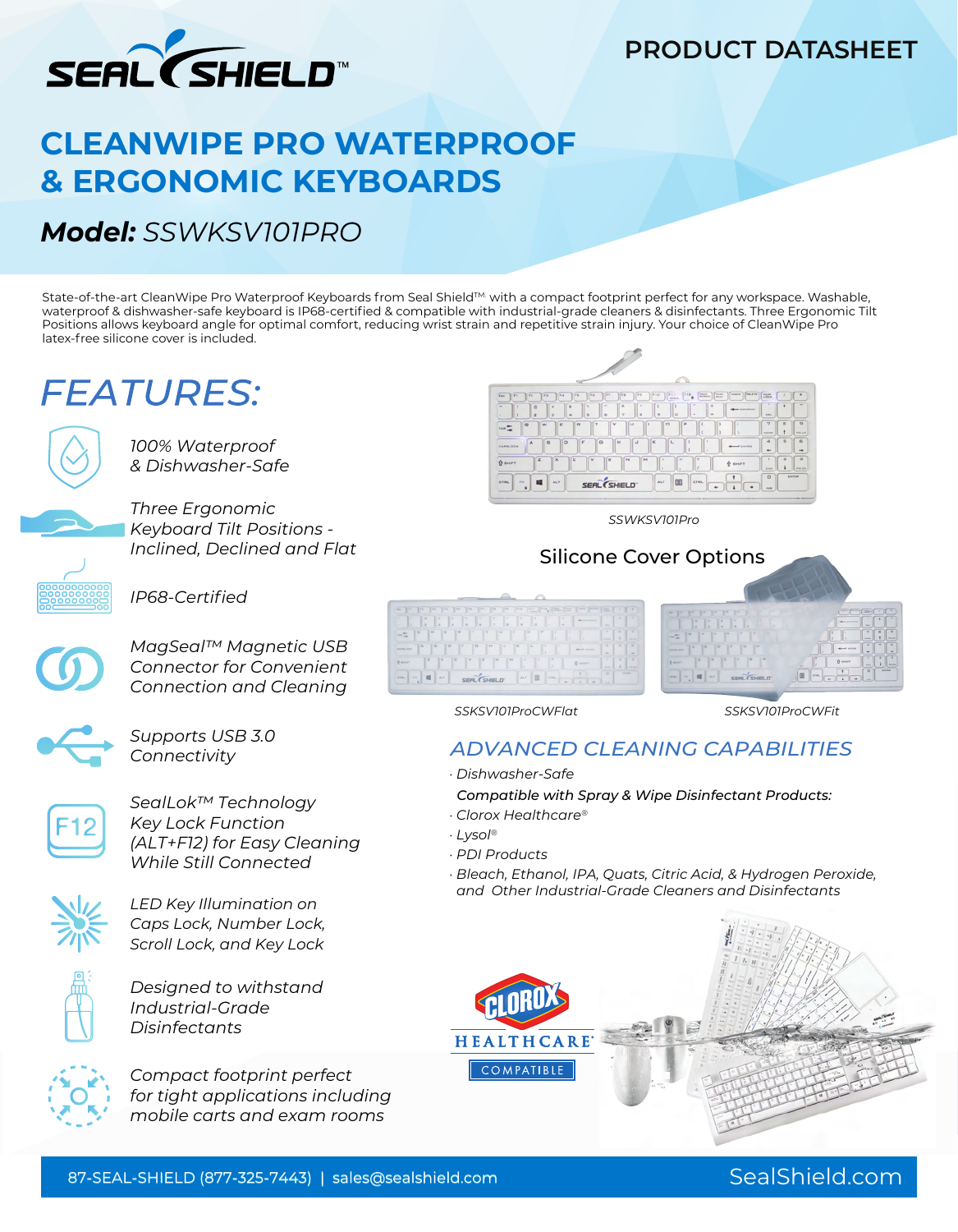# CLEANWIPE PRO WATERPROOF & ERGONOMIC KEYBOARDS

PRODUCT DATASHEET

## **Model:** SSWKSV101PRO

State-of-the-art CleanWipe Pro Waterproof Keyboards from Seal Shield™ with a compact footprint perfect for any workspace. Washable, waterproof & dishwasher-safe keyboard is IP68-certified & compatible with industrial-grade cleaners & disinfectants. Three Ergonomic Tilt Positions allows keyboard angle for optimal comfort, reducing wrist strain and repetitive strain injury. Your choice of CleanWipe Pro latex-free silicone cover is included.

## *FEATURES:*

- *100% Waterproof & Dishwasher-Safe*
- *Three Ergonomic Keyboard Tilt Positions - Inclined, Declined and Flat*
- *IP68-Certified*
- *MagSeal™ Magnetic USB Connector for Convenient Connection and Cleaning*
- *Supports USB 3.0 Connectivity*
- *SealLok™ Technology Key Lock Function (ALT+F12) for Easy Cleaning While Still Connected*
- *LED Key Illumination on Caps Lock, Number Lock, Scroll Lock, and Key Lock*
- *Designed to withstand Industrial-Grade Disinfectants*
- *Compact footprint perfect for tight applications including mobile carts and exam rooms*

*SSWKSV101Pro*

### Silicone Cover Options

*SSKSV101ProCWFlat* *SSKSV101ProCWFit*

## *ADVANCED CLEANING CAPABILITIES*

- *Dishwasher-Safe*

***Compatible with Spray & Wipe Disinfectant Products:***

- *Clorox Healthcare®*
- *Lysol®*
- *PDI Products*
- *Bleach, Ethanol, IPA, Quats, Citric Acid, & Hydrogen Peroxide, and Other Industrial-Grade Cleaners and Disinfectants*

CLOROX HEALTHCARE® COMPATIBLE

87-SEAL-SHIELD (877-325-7443) | sales@sealshield.com SealShield.com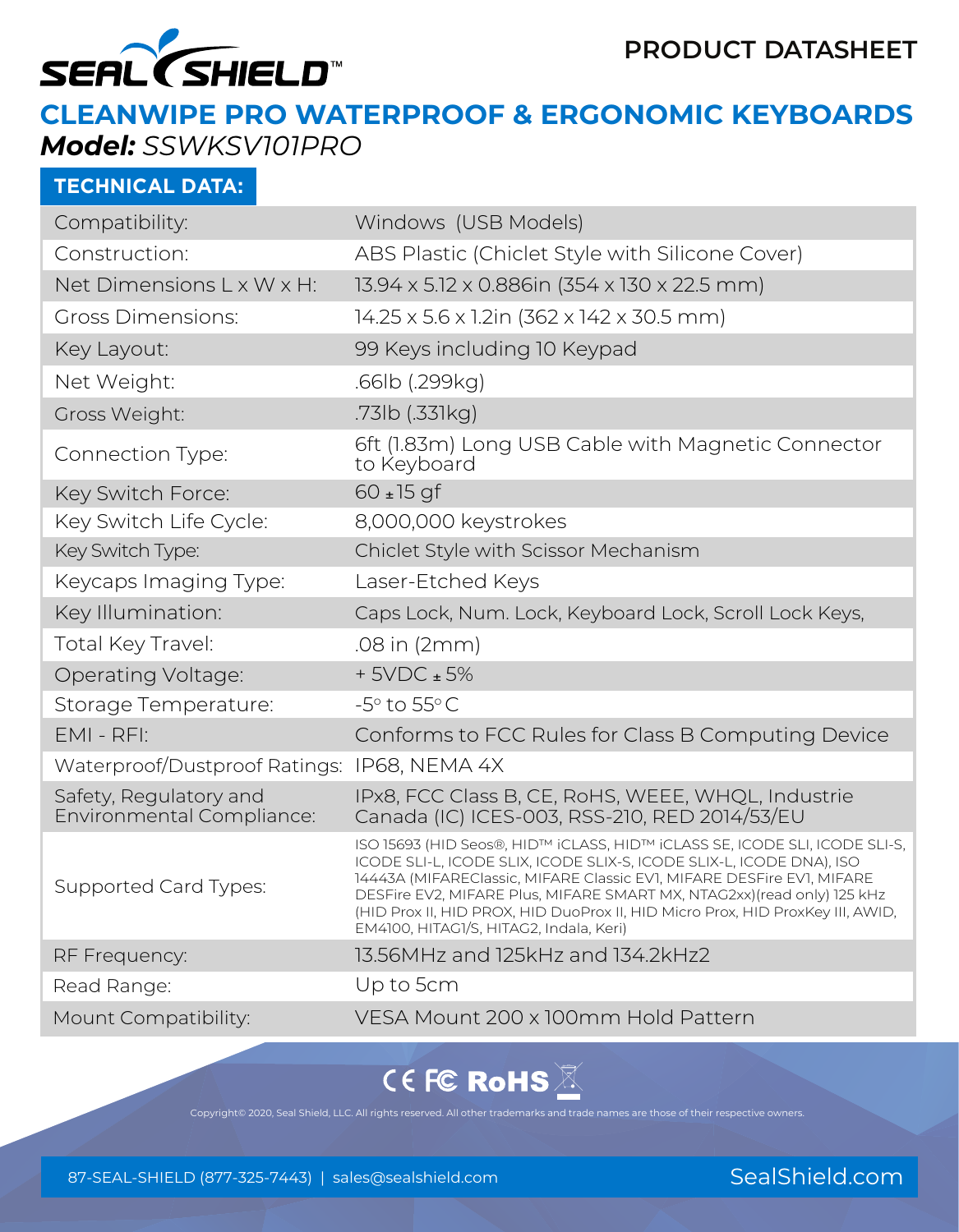PRODUCT DATASHEET

# CLEANWIPE PRO WATERPROOF & ERGONOMIC KEYBOARDS

***Model:*** *SSWKSV101PRO*

## TECHNICAL DATA:

| | |
|---|---|
| Compatibility: | Windows (USB Models) |
| Construction: | ABS Plastic (Chiclet Style with Silicone Cover) |
| Net Dimensions L x W x H: | 13.94 x 5.12 x 0.886in (354 x 130 x 22.5 mm) |
| Gross Dimensions: | 14.25 x 5.6 x 1.2in (362 x 142 x 30.5 mm) |
| Key Layout: | 99 Keys including 10 Keypad |
| Net Weight: | .66lb (.299kg) |
| Gross Weight: | .73lb (.331kg) |
| Connection Type: | 6ft (1.83m) Long USB Cable with Magnetic Connector to Keyboard |
| Key Switch Force: | 60 ± 15 gf |
| Key Switch Life Cycle: | 8,000,000 keystrokes |
| Key Switch Type: | Chiclet Style with Scissor Mechanism |
| Keycaps Imaging Type: | Laser-Etched Keys |
| Key Illumination: | Caps Lock, Num. Lock, Keyboard Lock, Scroll Lock Keys, |
| Total Key Travel: | .08 in (2mm) |
| Operating Voltage: | + 5VDC ± 5% |
| Storage Temperature: | -5° to 55° C |
| EMI - RFI: | Conforms to FCC Rules for Class B Computing Device |
| Waterproof/Dustproof Ratings: | IP68, NEMA 4X |
| Safety, Regulatory and Environmental Compliance: | IPx8, FCC Class B, CE, RoHS, WEEE, WHQL, Industrie Canada (IC) ICES-003, RSS-210, RED 2014/53/EU |
| Supported Card Types: | ISO 15693 (HID Seos®, HID™ iCLASS, HID™ iCLASS SE, ICODE SLI, ICODE SLI-S, ICODE SLI-L, ICODE SLIX, ICODE SLIX-S, ICODE SLIX-L, ICODE DNA), ISO 14443A (MIFAREClassic, MIFARE Classic EV1, MIFARE DESFire EV1, MIFARE DESFire EV2, MIFARE Plus, MIFARE SMART MX, NTAG2xx)(read only) 125 kHz (HID Prox II, HID PROX, HID DuoProx II, HID Micro Prox, HID ProxKey III, AWID, EM4100, HITAG1/S, HITAG2, Indala, Keri) |
| RF Frequency: | 13.56MHz and 125kHz and 134.2kHz2 |
| Read Range: | Up to 5cm |
| Mount Compatibility: | VESA Mount 200 x 100mm Hold Pattern |

CE FC RoHS

Copyright© 2020, Seal Shield, LLC. All rights reserved. All other trademarks and trade names are those of their respective owners.

87-SEAL-SHIELD (877-325-7443) | sales@sealshield.com SealShield.com